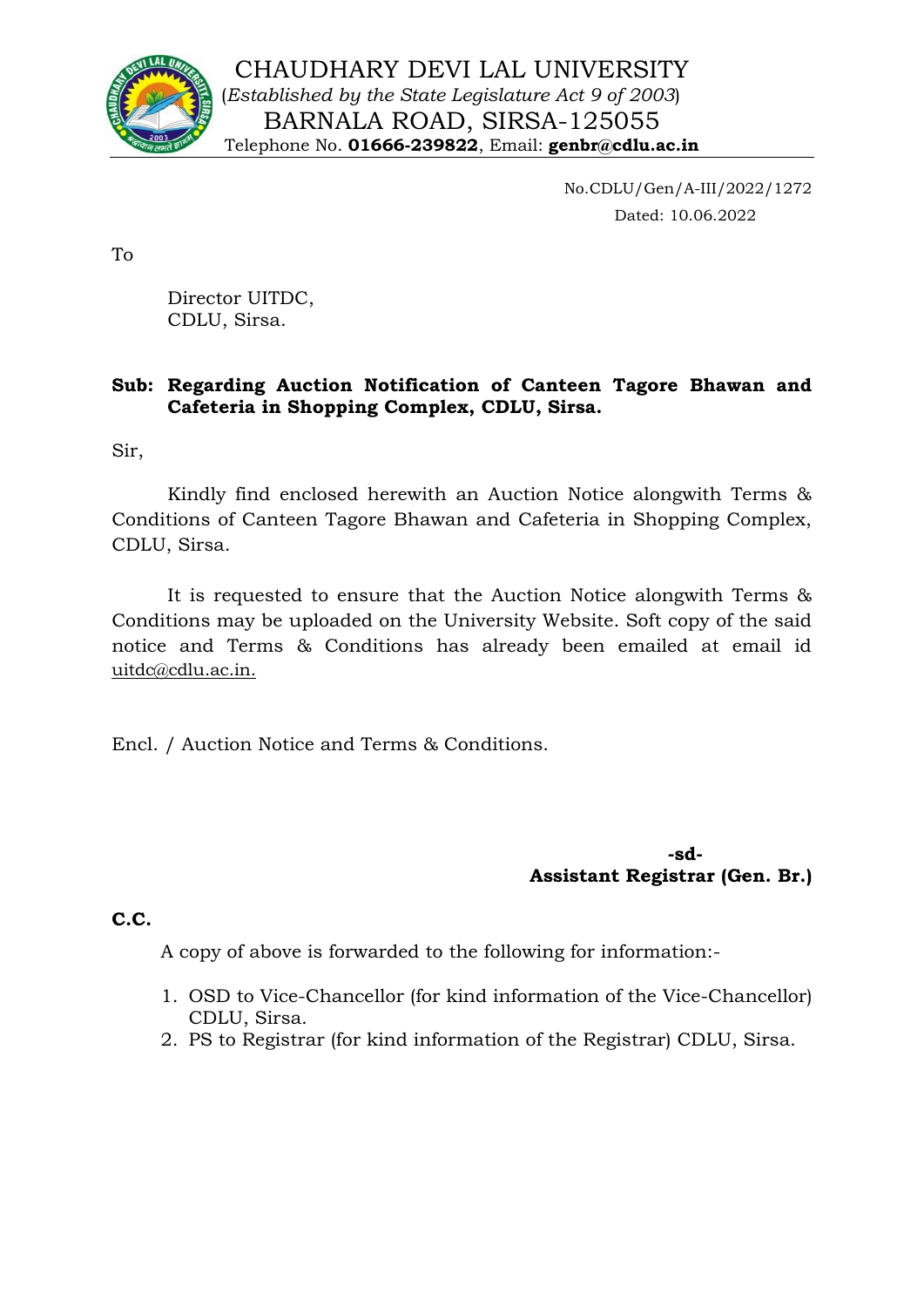# CHAUDHARY DEVI LAL UNIVERSITY

(*Established by the State Legislature Act 9 of 2003*)

BARNALA ROAD, SIRSA-125055

Telephone No. **01666-239822**, Email: **genbr@cdlu.ac.in**

No.CDLU/Gen/A-III/2022/1272

Dated: 10.06.2022

To

Director UITDC,
CDLU, Sirsa.

**Sub: Regarding Auction Notification of Canteen Tagore Bhawan and Cafeteria in Shopping Complex, CDLU, Sirsa.**

Sir,

Kindly find enclosed herewith an Auction Notice alongwith Terms & Conditions of Canteen Tagore Bhawan and Cafeteria in Shopping Complex, CDLU, Sirsa.

It is requested to ensure that the Auction Notice alongwith Terms & Conditions may be uploaded on the University Website. Soft copy of the said notice and Terms & Conditions has already been emailed at email id uitdc@cdlu.ac.in.

Encl. / Auction Notice and Terms & Conditions.

**-sd-**

**Assistant Registrar (Gen. Br.)**

**C.C.**

A copy of above is forwarded to the following for information:-

1. OSD to Vice-Chancellor (for kind information of the Vice-Chancellor) CDLU, Sirsa.
2. PS to Registrar (for kind information of the Registrar) CDLU, Sirsa.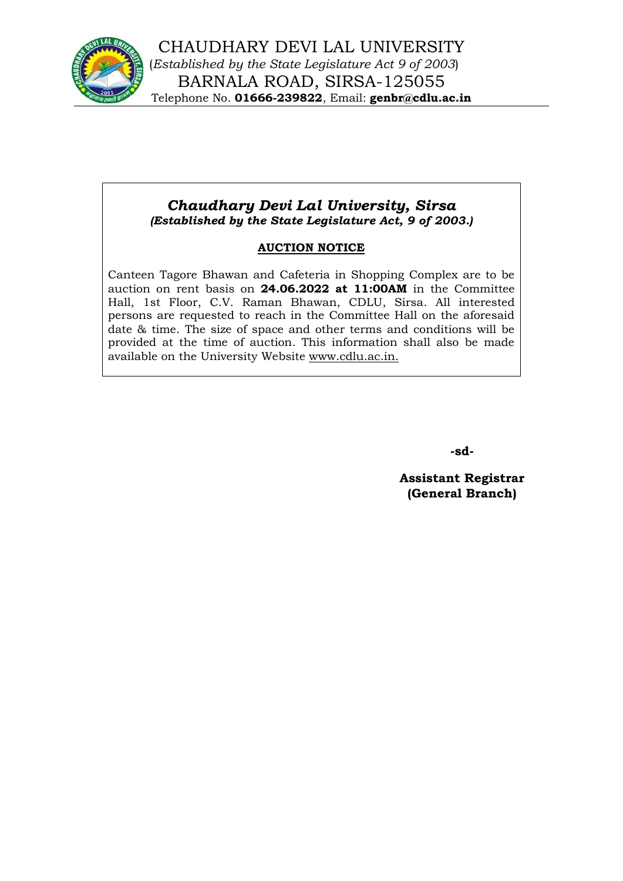# CHAUDHARY DEVI LAL UNIVERSITY

(*Established by the State Legislature Act 9 of 2003*)

BARNALA ROAD, SIRSA-125055

Telephone No. **01666-239822**, Email: **genbr@cdlu.ac.in**

---

## ***Chaudhary Devi Lal University, Sirsa***

***(Established by the State Legislature Act, 9 of 2003.)***

### **AUCTION NOTICE**

Canteen Tagore Bhawan and Cafeteria in Shopping Complex are to be auction on rent basis on **24.06.2022 at 11:00AM** in the Committee Hall, 1st Floor, C.V. Raman Bhawan, CDLU, Sirsa. All interested persons are requested to reach in the Committee Hall on the aforesaid date & time. The size of space and other terms and conditions will be provided at the time of auction. This information shall also be made available on the University Website www.cdlu.ac.in.

**-sd-**

**Assistant Registrar**
**(General Branch)**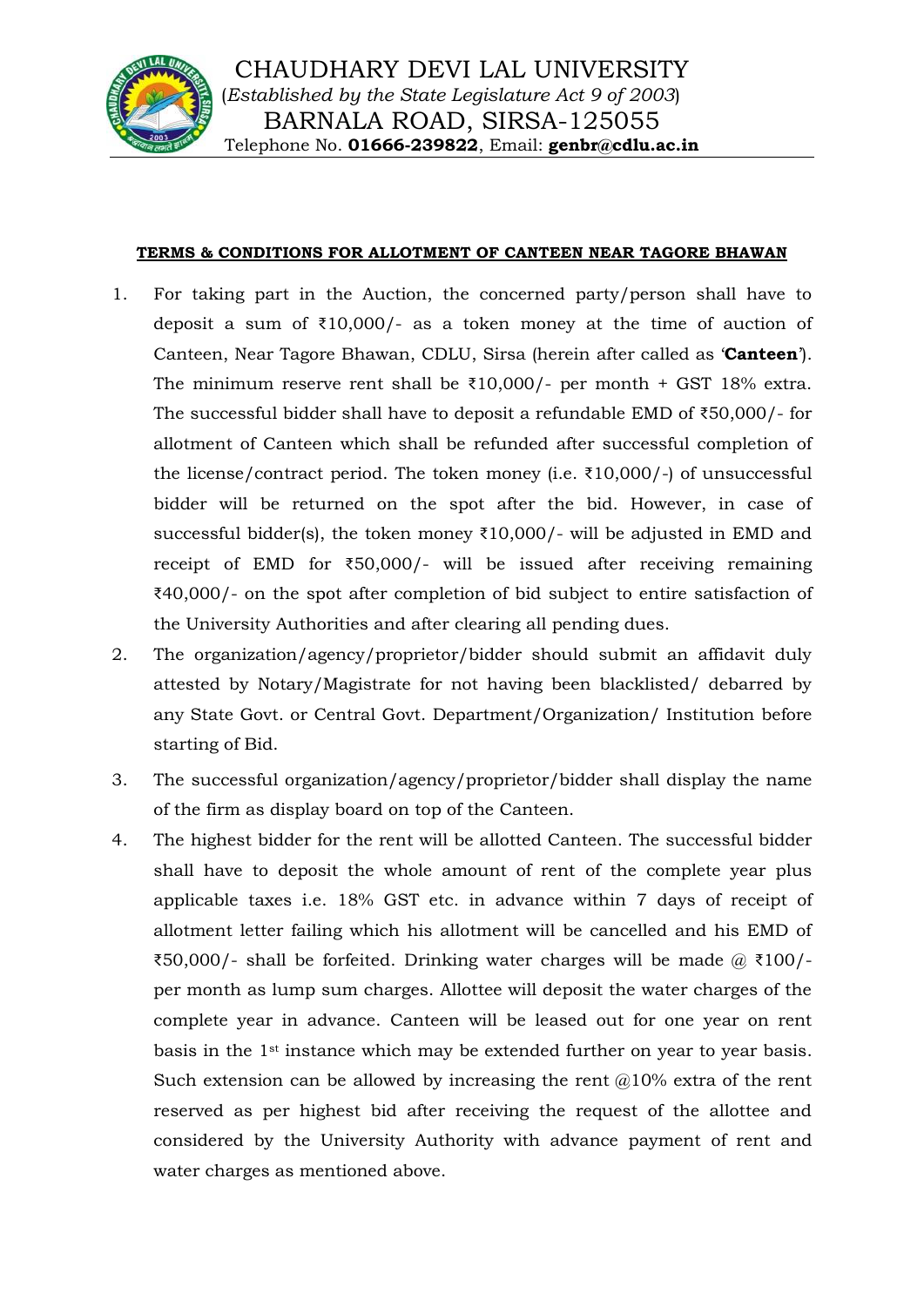# CHAUDHARY DEVI LAL UNIVERSITY

(*Established by the State Legislature Act 9 of 2003*)

BARNALA ROAD, SIRSA-125055

Telephone No. **01666-239822**, Email: **genbr@cdlu.ac.in**

**TERMS & CONDITIONS FOR ALLOTMENT OF CANTEEN NEAR TAGORE BHAWAN**

1. For taking part in the Auction, the concerned party/person shall have to deposit a sum of ₹10,000/- as a token money at the time of auction of Canteen, Near Tagore Bhawan, CDLU, Sirsa (herein after called as '**Canteen**'). The minimum reserve rent shall be ₹10,000/- per month + GST 18% extra. The successful bidder shall have to deposit a refundable EMD of ₹50,000/- for allotment of Canteen which shall be refunded after successful completion of the license/contract period. The token money (i.e. ₹10,000/-) of unsuccessful bidder will be returned on the spot after the bid. However, in case of successful bidder(s), the token money ₹10,000/- will be adjusted in EMD and receipt of EMD for ₹50,000/- will be issued after receiving remaining ₹40,000/- on the spot after completion of bid subject to entire satisfaction of the University Authorities and after clearing all pending dues.
2. The organization/agency/proprietor/bidder should submit an affidavit duly attested by Notary/Magistrate for not having been blacklisted/ debarred by any State Govt. or Central Govt. Department/Organization/ Institution before starting of Bid.
3. The successful organization/agency/proprietor/bidder shall display the name of the firm as display board on top of the Canteen.
4. The highest bidder for the rent will be allotted Canteen. The successful bidder shall have to deposit the whole amount of rent of the complete year plus applicable taxes i.e. 18% GST etc. in advance within 7 days of receipt of allotment letter failing which his allotment will be cancelled and his EMD of ₹50,000/- shall be forfeited. Drinking water charges will be made @ ₹100/- per month as lump sum charges. Allottee will deposit the water charges of the complete year in advance. Canteen will be leased out for one year on rent basis in the 1st instance which may be extended further on year to year basis. Such extension can be allowed by increasing the rent @10% extra of the rent reserved as per highest bid after receiving the request of the allottee and considered by the University Authority with advance payment of rent and water charges as mentioned above.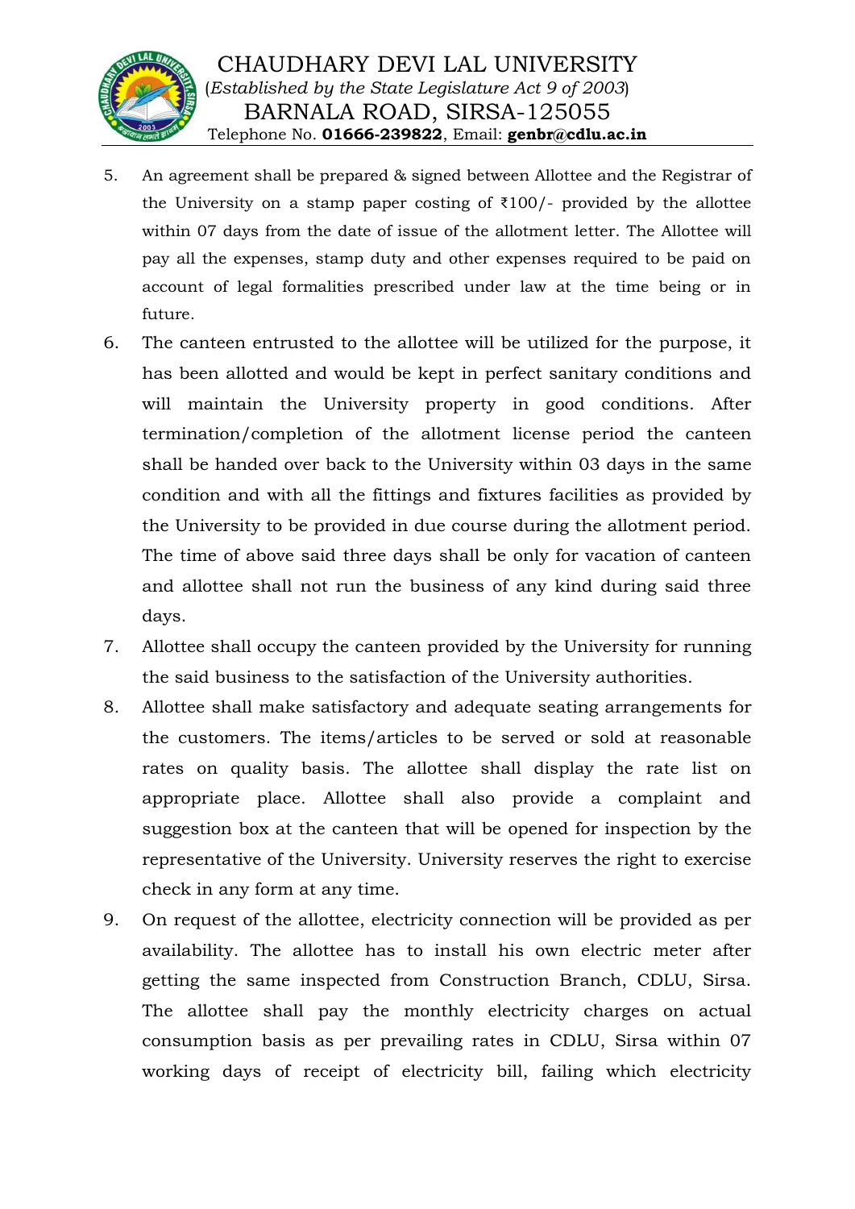5. An agreement shall be prepared & signed between Allottee and the Registrar of the University on a stamp paper costing of ₹100/- provided by the allottee within 07 days from the date of issue of the allotment letter. The Allottee will pay all the expenses, stamp duty and other expenses required to be paid on account of legal formalities prescribed under law at the time being or in future.
6. The canteen entrusted to the allottee will be utilized for the purpose, it has been allotted and would be kept in perfect sanitary conditions and will maintain the University property in good conditions. After termination/completion of the allotment license period the canteen shall be handed over back to the University within 03 days in the same condition and with all the fittings and fixtures facilities as provided by the University to be provided in due course during the allotment period. The time of above said three days shall be only for vacation of canteen and allottee shall not run the business of any kind during said three days.
7. Allottee shall occupy the canteen provided by the University for running the said business to the satisfaction of the University authorities.
8. Allottee shall make satisfactory and adequate seating arrangements for the customers. The items/articles to be served or sold at reasonable rates on quality basis. The allottee shall display the rate list on appropriate place. Allottee shall also provide a complaint and suggestion box at the canteen that will be opened for inspection by the representative of the University. University reserves the right to exercise check in any form at any time.
9. On request of the allottee, electricity connection will be provided as per availability. The allottee has to install his own electric meter after getting the same inspected from Construction Branch, CDLU, Sirsa. The allottee shall pay the monthly electricity charges on actual consumption basis as per prevailing rates in CDLU, Sirsa within 07 working days of receipt of electricity bill, failing which electricity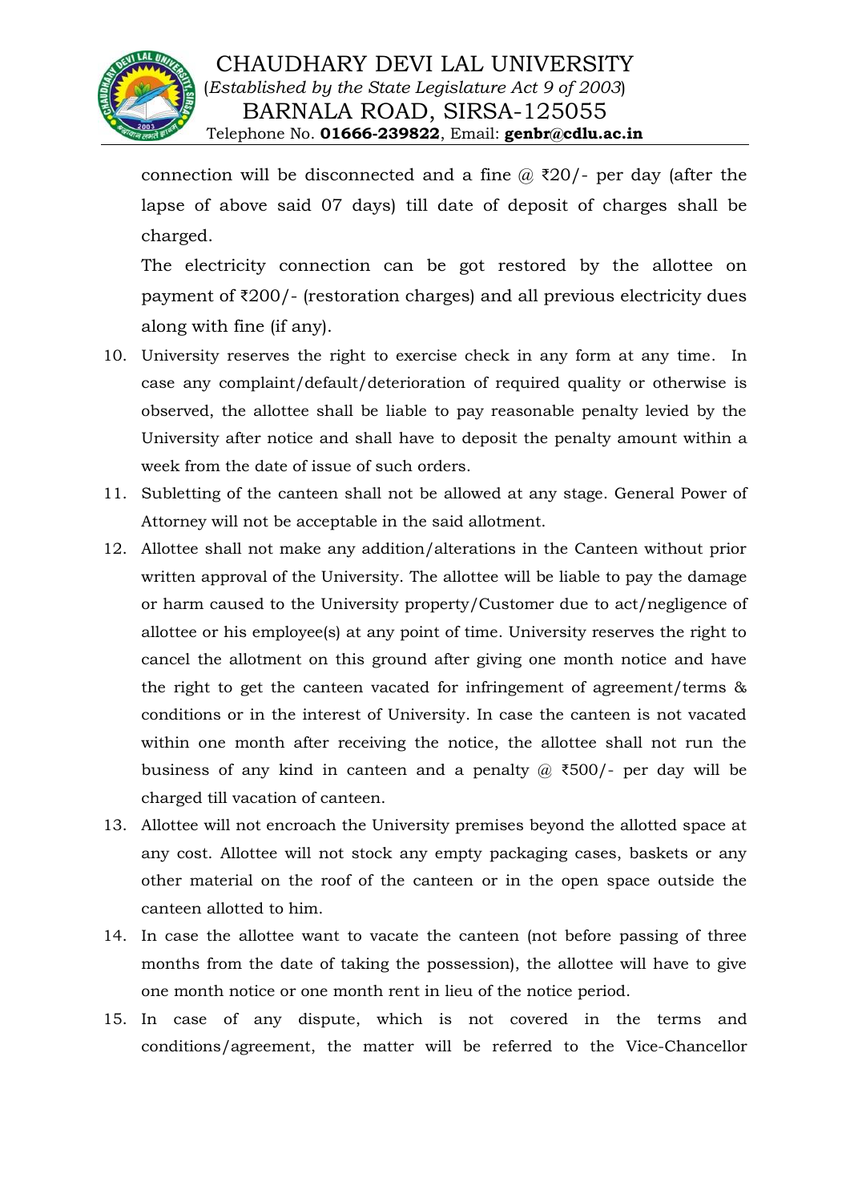connection will be disconnected and a fine @ ₹20/- per day (after the lapse of above said 07 days) till date of deposit of charges shall be charged.

The electricity connection can be got restored by the allottee on payment of ₹200/- (restoration charges) and all previous electricity dues along with fine (if any).

10. University reserves the right to exercise check in any form at any time. In case any complaint/default/deterioration of required quality or otherwise is observed, the allottee shall be liable to pay reasonable penalty levied by the University after notice and shall have to deposit the penalty amount within a week from the date of issue of such orders.
11. Subletting of the canteen shall not be allowed at any stage. General Power of Attorney will not be acceptable in the said allotment.
12. Allottee shall not make any addition/alterations in the Canteen without prior written approval of the University. The allottee will be liable to pay the damage or harm caused to the University property/Customer due to act/negligence of allottee or his employee(s) at any point of time. University reserves the right to cancel the allotment on this ground after giving one month notice and have the right to get the canteen vacated for infringement of agreement/terms & conditions or in the interest of University. In case the canteen is not vacated within one month after receiving the notice, the allottee shall not run the business of any kind in canteen and a penalty @ ₹500/- per day will be charged till vacation of canteen.
13. Allottee will not encroach the University premises beyond the allotted space at any cost. Allottee will not stock any empty packaging cases, baskets or any other material on the roof of the canteen or in the open space outside the canteen allotted to him.
14. In case the allottee want to vacate the canteen (not before passing of three months from the date of taking the possession), the allottee will have to give one month notice or one month rent in lieu of the notice period.
15. In case of any dispute, which is not covered in the terms and conditions/agreement, the matter will be referred to the Vice-Chancellor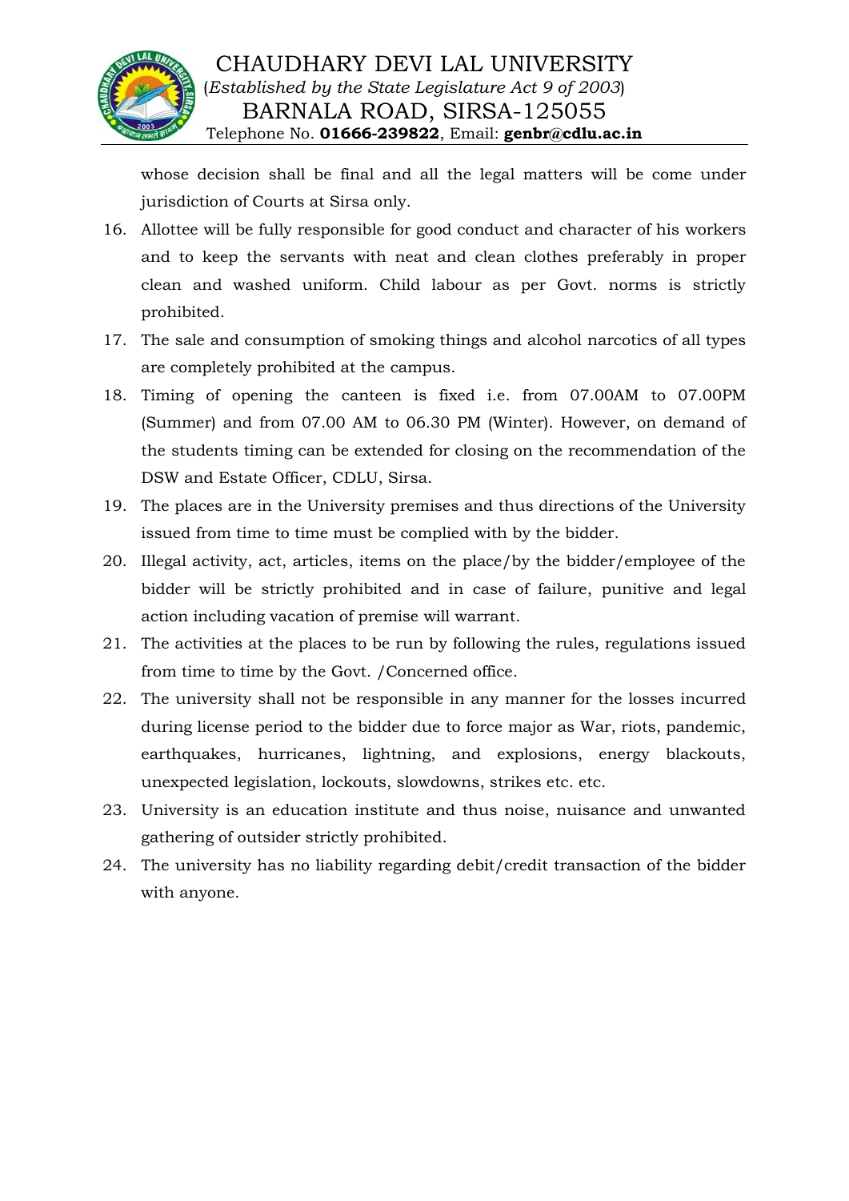whose decision shall be final and all the legal matters will be come under jurisdiction of Courts at Sirsa only.

16. Allottee will be fully responsible for good conduct and character of his workers and to keep the servants with neat and clean clothes preferably in proper clean and washed uniform. Child labour as per Govt. norms is strictly prohibited.
17. The sale and consumption of smoking things and alcohol narcotics of all types are completely prohibited at the campus.
18. Timing of opening the canteen is fixed i.e. from 07.00AM to 07.00PM (Summer) and from 07.00 AM to 06.30 PM (Winter). However, on demand of the students timing can be extended for closing on the recommendation of the DSW and Estate Officer, CDLU, Sirsa.
19. The places are in the University premises and thus directions of the University issued from time to time must be complied with by the bidder.
20. Illegal activity, act, articles, items on the place/by the bidder/employee of the bidder will be strictly prohibited and in case of failure, punitive and legal action including vacation of premise will warrant.
21. The activities at the places to be run by following the rules, regulations issued from time to time by the Govt. /Concerned office.
22. The university shall not be responsible in any manner for the losses incurred during license period to the bidder due to force major as War, riots, pandemic, earthquakes, hurricanes, lightning, and explosions, energy blackouts, unexpected legislation, lockouts, slowdowns, strikes etc. etc.
23. University is an education institute and thus noise, nuisance and unwanted gathering of outsider strictly prohibited.
24. The university has no liability regarding debit/credit transaction of the bidder with anyone.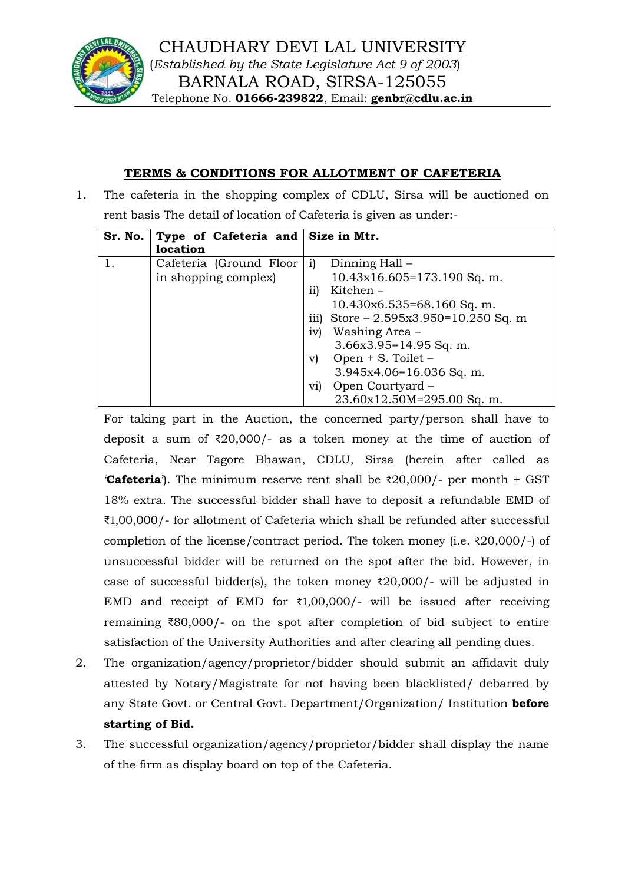# CHAUDHARY DEVI LAL UNIVERSITY

(*Established by the State Legislature Act 9 of 2003*)

BARNALA ROAD, SIRSA-125055

Telephone No. **01666-239822**, Email: **genbr@cdlu.ac.in**

## TERMS & CONDITIONS FOR ALLOTMENT OF CAFETERIA

1. The cafeteria in the shopping complex of CDLU, Sirsa will be auctioned on rent basis The detail of location of Cafeteria is given as under:-

| Sr. No. | Type of Cafeteria and location | Size in Mtr. |
|---|---|---|
| 1. | Cafeteria (Ground Floor in shopping complex) | i) Dinning Hall – 10.43x16.605=173.190 Sq. m.<br>ii) Kitchen – 10.430x6.535=68.160 Sq. m.<br>iii) Store – 2.595x3.950=10.250 Sq. m<br>iv) Washing Area – 3.66x3.95=14.95 Sq. m.<br>v) Open + S. Toilet – 3.945x4.06=16.036 Sq. m.<br>vi) Open Courtyard – 23.60x12.50M=295.00 Sq. m. |

For taking part in the Auction, the concerned party/person shall have to deposit a sum of ₹20,000/- as a token money at the time of auction of Cafeteria, Near Tagore Bhawan, CDLU, Sirsa (herein after called as '**Cafeteria**'). The minimum reserve rent shall be ₹20,000/- per month + GST 18% extra. The successful bidder shall have to deposit a refundable EMD of ₹1,00,000/- for allotment of Cafeteria which shall be refunded after successful completion of the license/contract period. The token money (i.e. ₹20,000/-) of unsuccessful bidder will be returned on the spot after the bid. However, in case of successful bidder(s), the token money ₹20,000/- will be adjusted in EMD and receipt of EMD for ₹1,00,000/- will be issued after receiving remaining ₹80,000/- on the spot after completion of bid subject to entire satisfaction of the University Authorities and after clearing all pending dues.

2. The organization/agency/proprietor/bidder should submit an affidavit duly attested by Notary/Magistrate for not having been blacklisted/ debarred by any State Govt. or Central Govt. Department/Organization/ Institution **before starting of Bid.**

3. The successful organization/agency/proprietor/bidder shall display the name of the firm as display board on top of the Cafeteria.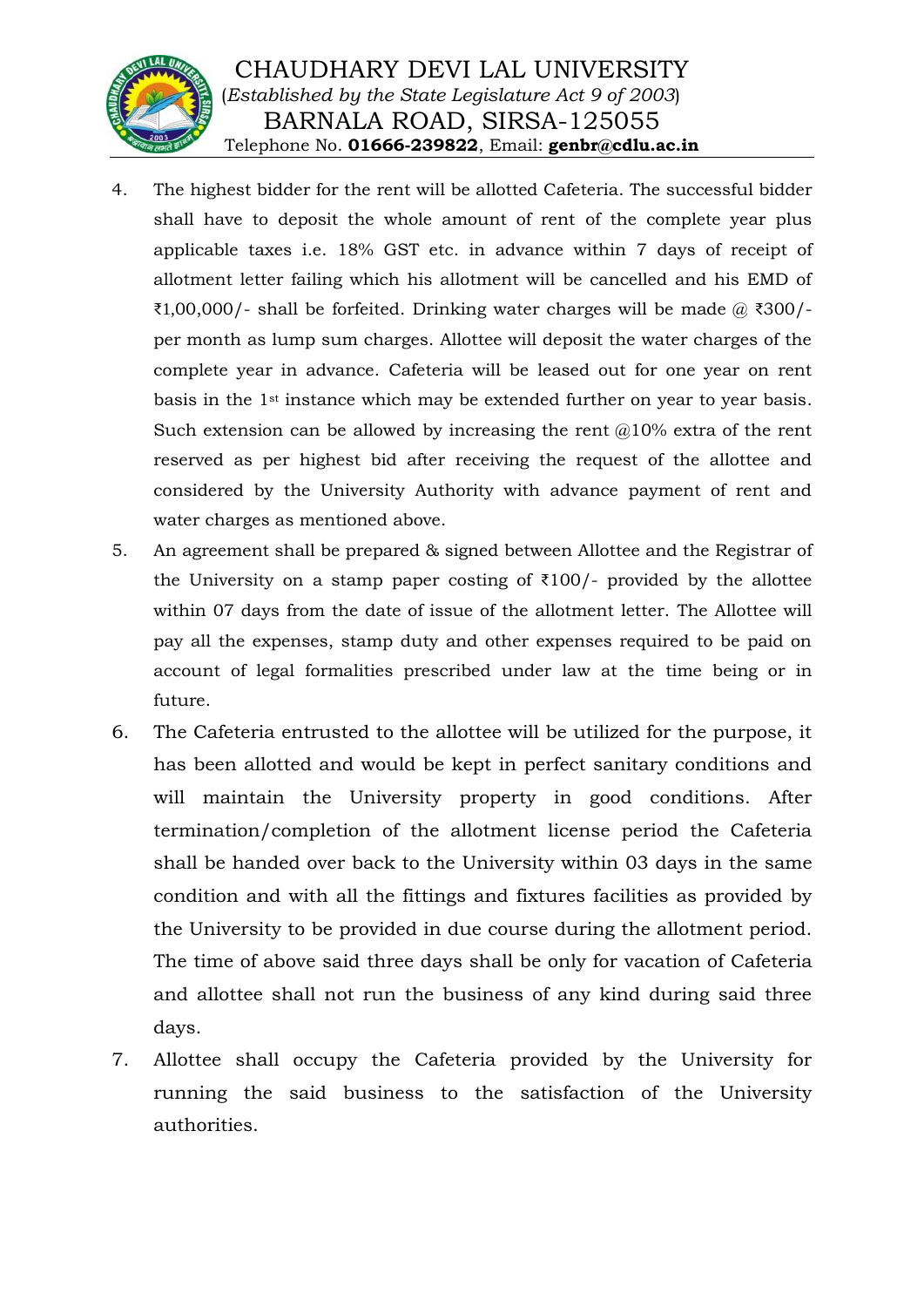4. The highest bidder for the rent will be allotted Cafeteria. The successful bidder shall have to deposit the whole amount of rent of the complete year plus applicable taxes i.e. 18% GST etc. in advance within 7 days of receipt of allotment letter failing which his allotment will be cancelled and his EMD of ₹1,00,000/- shall be forfeited. Drinking water charges will be made @ ₹300/- per month as lump sum charges. Allottee will deposit the water charges of the complete year in advance. Cafeteria will be leased out for one year on rent basis in the 1st instance which may be extended further on year to year basis. Such extension can be allowed by increasing the rent @10% extra of the rent reserved as per highest bid after receiving the request of the allottee and considered by the University Authority with advance payment of rent and water charges as mentioned above.
5. An agreement shall be prepared & signed between Allottee and the Registrar of the University on a stamp paper costing of ₹100/- provided by the allottee within 07 days from the date of issue of the allotment letter. The Allottee will pay all the expenses, stamp duty and other expenses required to be paid on account of legal formalities prescribed under law at the time being or in future.
6. The Cafeteria entrusted to the allottee will be utilized for the purpose, it has been allotted and would be kept in perfect sanitary conditions and will maintain the University property in good conditions. After termination/completion of the allotment license period the Cafeteria shall be handed over back to the University within 03 days in the same condition and with all the fittings and fixtures facilities as provided by the University to be provided in due course during the allotment period. The time of above said three days shall be only for vacation of Cafeteria and allottee shall not run the business of any kind during said three days.
7. Allottee shall occupy the Cafeteria provided by the University for running the said business to the satisfaction of the University authorities.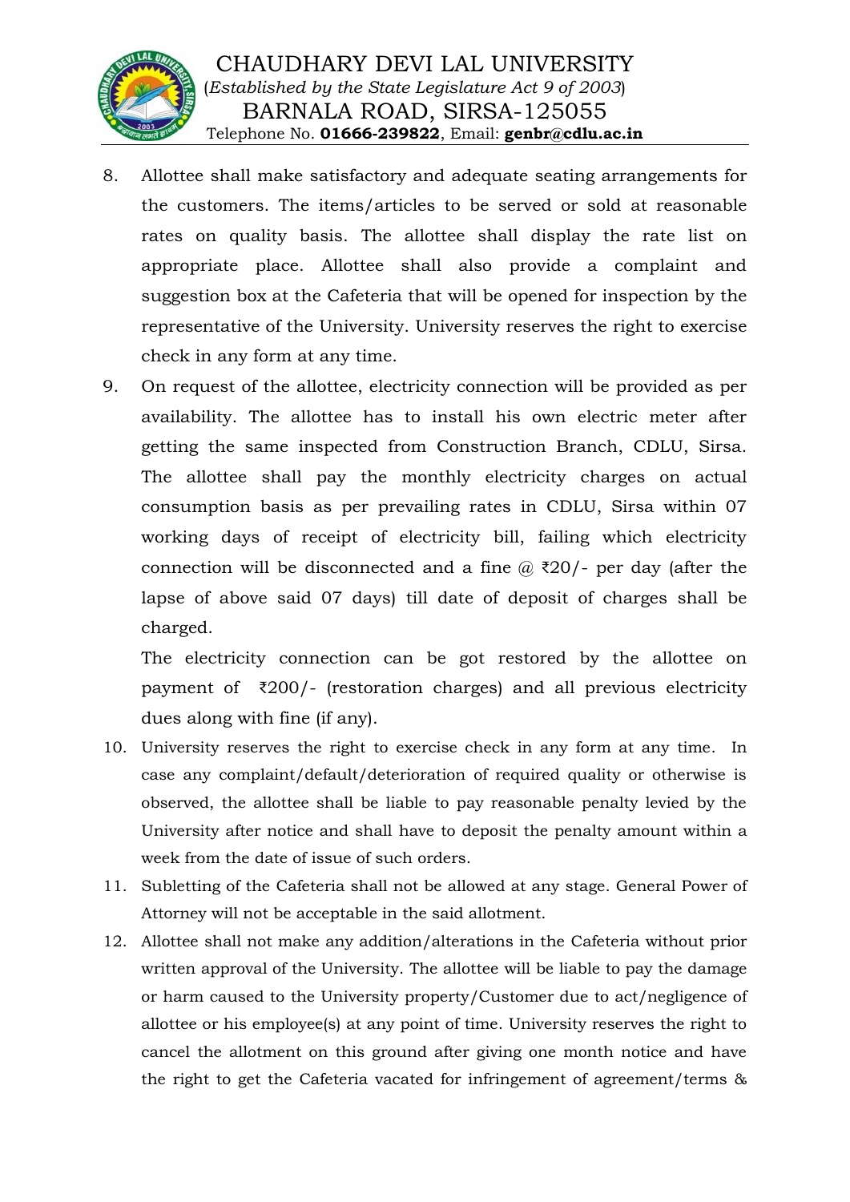8. Allottee shall make satisfactory and adequate seating arrangements for the customers. The items/articles to be served or sold at reasonable rates on quality basis. The allottee shall display the rate list on appropriate place. Allottee shall also provide a complaint and suggestion box at the Cafeteria that will be opened for inspection by the representative of the University. University reserves the right to exercise check in any form at any time.
9. On request of the allottee, electricity connection will be provided as per availability. The allottee has to install his own electric meter after getting the same inspected from Construction Branch, CDLU, Sirsa. The allottee shall pay the monthly electricity charges on actual consumption basis as per prevailing rates in CDLU, Sirsa within 07 working days of receipt of electricity bill, failing which electricity connection will be disconnected and a fine @ ₹20/- per day (after the lapse of above said 07 days) till date of deposit of charges shall be charged.

   The electricity connection can be got restored by the allottee on payment of ₹200/- (restoration charges) and all previous electricity dues along with fine (if any).
10. University reserves the right to exercise check in any form at any time. In case any complaint/default/deterioration of required quality or otherwise is observed, the allottee shall be liable to pay reasonable penalty levied by the University after notice and shall have to deposit the penalty amount within a week from the date of issue of such orders.
11. Subletting of the Cafeteria shall not be allowed at any stage. General Power of Attorney will not be acceptable in the said allotment.
12. Allottee shall not make any addition/alterations in the Cafeteria without prior written approval of the University. The allottee will be liable to pay the damage or harm caused to the University property/Customer due to act/negligence of allottee or his employee(s) at any point of time. University reserves the right to cancel the allotment on this ground after giving one month notice and have the right to get the Cafeteria vacated for infringement of agreement/terms &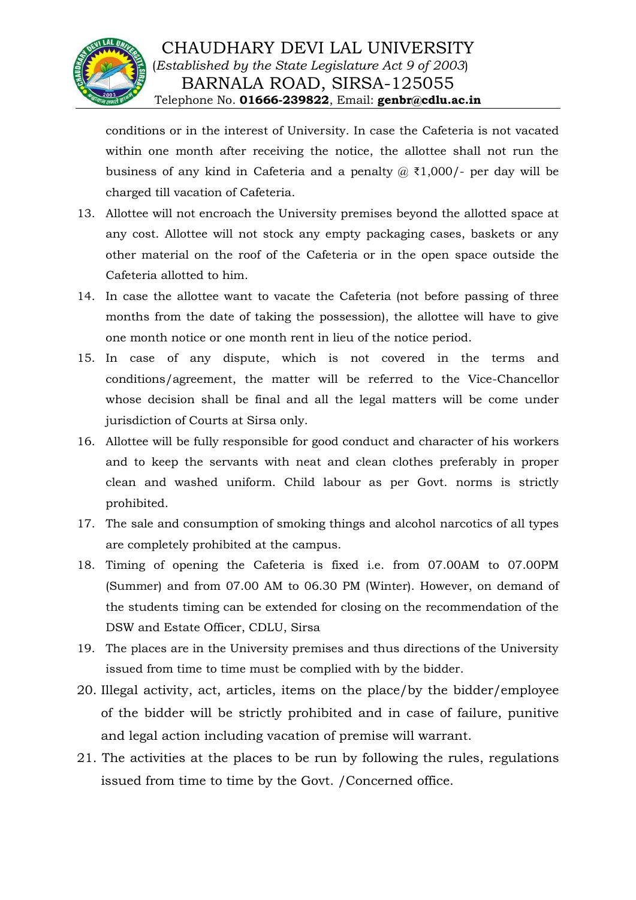conditions or in the interest of University. In case the Cafeteria is not vacated within one month after receiving the notice, the allottee shall not run the business of any kind in Cafeteria and a penalty @ ₹1,000/- per day will be charged till vacation of Cafeteria.

13. Allottee will not encroach the University premises beyond the allotted space at any cost. Allottee will not stock any empty packaging cases, baskets or any other material on the roof of the Cafeteria or in the open space outside the Cafeteria allotted to him.
14. In case the allottee want to vacate the Cafeteria (not before passing of three months from the date of taking the possession), the allottee will have to give one month notice or one month rent in lieu of the notice period.
15. In case of any dispute, which is not covered in the terms and conditions/agreement, the matter will be referred to the Vice-Chancellor whose decision shall be final and all the legal matters will be come under jurisdiction of Courts at Sirsa only.
16. Allottee will be fully responsible for good conduct and character of his workers and to keep the servants with neat and clean clothes preferably in proper clean and washed uniform. Child labour as per Govt. norms is strictly prohibited.
17. The sale and consumption of smoking things and alcohol narcotics of all types are completely prohibited at the campus.
18. Timing of opening the Cafeteria is fixed i.e. from 07.00AM to 07.00PM (Summer) and from 07.00 AM to 06.30 PM (Winter). However, on demand of the students timing can be extended for closing on the recommendation of the DSW and Estate Officer, CDLU, Sirsa
19. The places are in the University premises and thus directions of the University issued from time to time must be complied with by the bidder.
20. Illegal activity, act, articles, items on the place/by the bidder/employee of the bidder will be strictly prohibited and in case of failure, punitive and legal action including vacation of premise will warrant.
21. The activities at the places to be run by following the rules, regulations issued from time to time by the Govt. /Concerned office.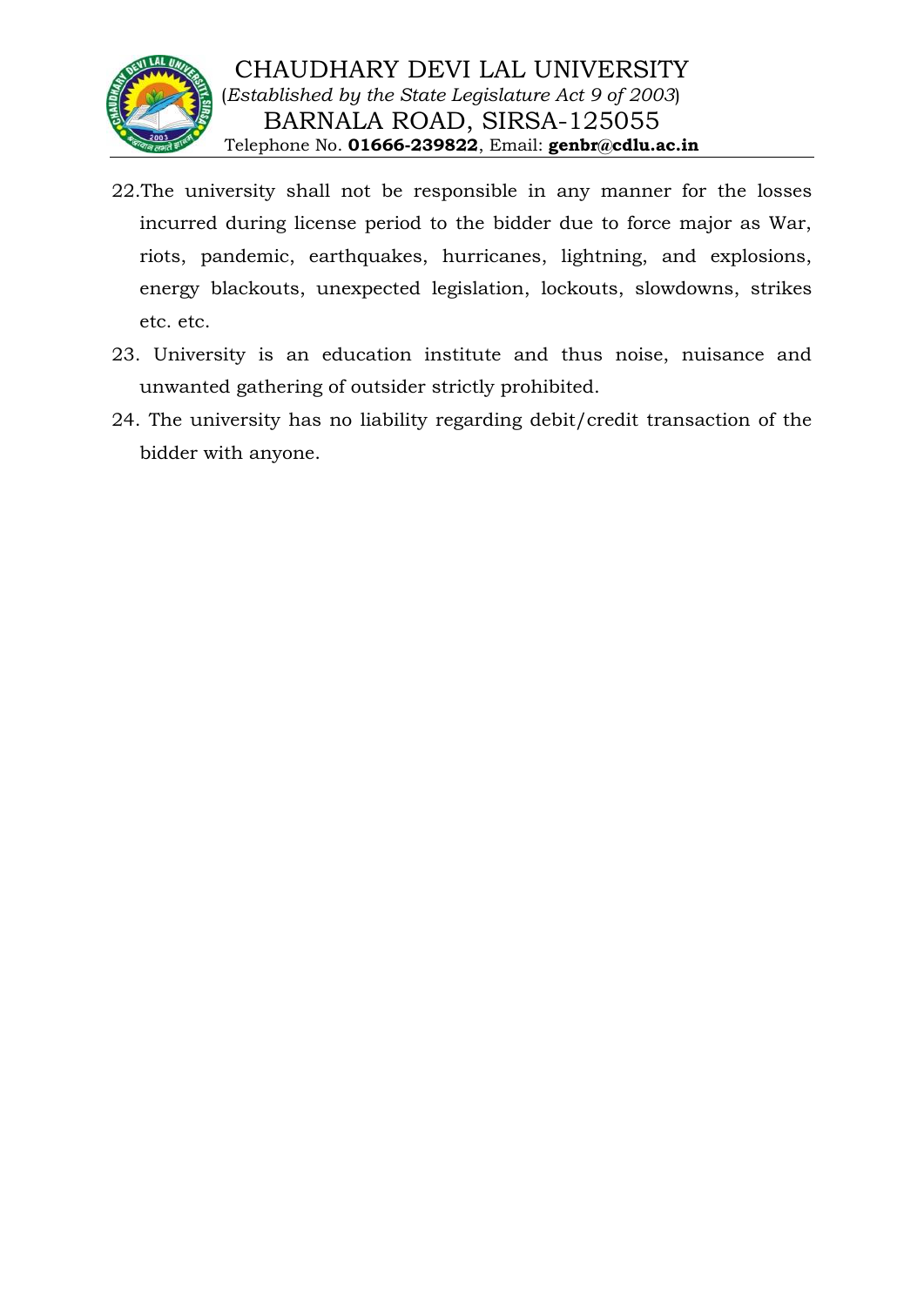22. The university shall not be responsible in any manner for the losses incurred during license period to the bidder due to force major as War, riots, pandemic, earthquakes, hurricanes, lightning, and explosions, energy blackouts, unexpected legislation, lockouts, slowdowns, strikes etc. etc.

23. University is an education institute and thus noise, nuisance and unwanted gathering of outsider strictly prohibited.

24. The university has no liability regarding debit/credit transaction of the bidder with anyone.